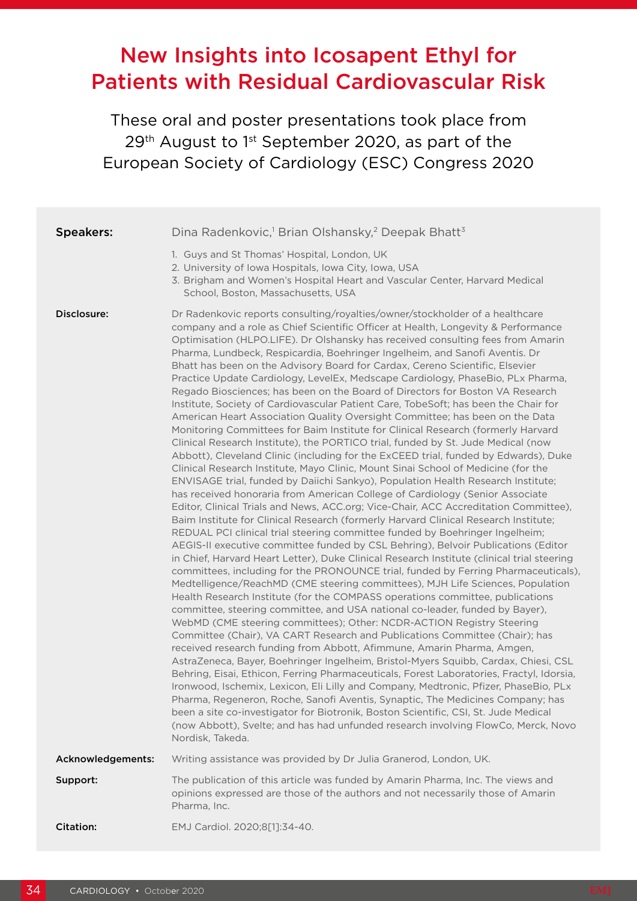# New Insights into Icosapent Ethyl for Patients with Residual Cardiovascular Risk

These oral and poster presentations took place from 29th August to 1st September 2020, as part of the European Society of Cardiology (ESC) Congress 2020

**Speakers:** Dina Radenkovic,[1] Brian Olshansky,[2] Deepak Bhatt[3]

1. Guys and St Thomas' Hospital, London, UK
2. University of Iowa Hospitals, Iowa City, Iowa, USA
3. Brigham and Women's Hospital Heart and Vascular Center, Harvard Medical School, Boston, Massachusetts, USA

**Disclosure:** Dr Radenkovic reports consulting/royalties/owner/stockholder of a healthcare company and a role as Chief Scientific Officer at Health, Longevity & Performance Optimisation (HLPO.LIFE). Dr Olshansky has received consulting fees from Amarin Pharma, Lundbeck, Respicardia, Boehringer Ingelheim, and Sanofi Aventis. Dr Bhatt has been on the Advisory Board for Cardax, Cereno Scientific, Elsevier Practice Update Cardiology, LevelEx, Medscape Cardiology, PhaseBio, PLx Pharma, Regado Biosciences; has been on the Board of Directors for Boston VA Research Institute, Society of Cardiovascular Patient Care, TobeSoft; has been the Chair for American Heart Association Quality Oversight Committee; has been on the Data Monitoring Committees for Baim Institute for Clinical Research (formerly Harvard Clinical Research Institute), the PORTICO trial, funded by St. Jude Medical (now Abbott), Cleveland Clinic (including for the ExCEED trial, funded by Edwards), Duke Clinical Research Institute, Mayo Clinic, Mount Sinai School of Medicine (for the ENVISAGE trial, funded by Daiichi Sankyo), Population Health Research Institute; has received honoraria from American College of Cardiology (Senior Associate Editor, Clinical Trials and News, ACC.org; Vice-Chair, ACC Accreditation Committee), Baim Institute for Clinical Research (formerly Harvard Clinical Research Institute; REDUAL PCI clinical trial steering committee funded by Boehringer Ingelheim; AEGIS-II executive committee funded by CSL Behring), Belvoir Publications (Editor in Chief, Harvard Heart Letter), Duke Clinical Research Institute (clinical trial steering committees, including for the PRONOUNCE trial, funded by Ferring Pharmaceuticals), Medtelligence/ReachMD (CME steering committees), MJH Life Sciences, Population Health Research Institute (for the COMPASS operations committee, publications committee, steering committee, and USA national co-leader, funded by Bayer), WebMD (CME steering committees); Other: NCDR-ACTION Registry Steering Committee (Chair), VA CART Research and Publications Committee (Chair); has received research funding from Abbott, Afimmune, Amarin Pharma, Amgen, AstraZeneca, Bayer, Boehringer Ingelheim, Bristol-Myers Squibb, Cardax, Chiesi, CSL Behring, Eisai, Ethicon, Ferring Pharmaceuticals, Forest Laboratories, Fractyl, Idorsia, Ironwood, Ischemix, Lexicon, Eli Lilly and Company, Medtronic, Pfizer, PhaseBio, PLx Pharma, Regeneron, Roche, Sanofi Aventis, Synaptic, The Medicines Company; has been a site co-investigator for Biotronik, Boston Scientific, CSI, St. Jude Medical (now Abbott), Svelte; and has had unfunded research involving FlowCo, Merck, Novo Nordisk, Takeda.

**Acknowledgements:** Writing assistance was provided by Dr Julia Granerod, London, UK.

**Support:** The publication of this article was funded by Amarin Pharma, Inc. The views and opinions expressed are those of the authors and not necessarily those of Amarin Pharma, Inc.

**Citation:** EMJ Cardiol. 2020;8[1]:34-40.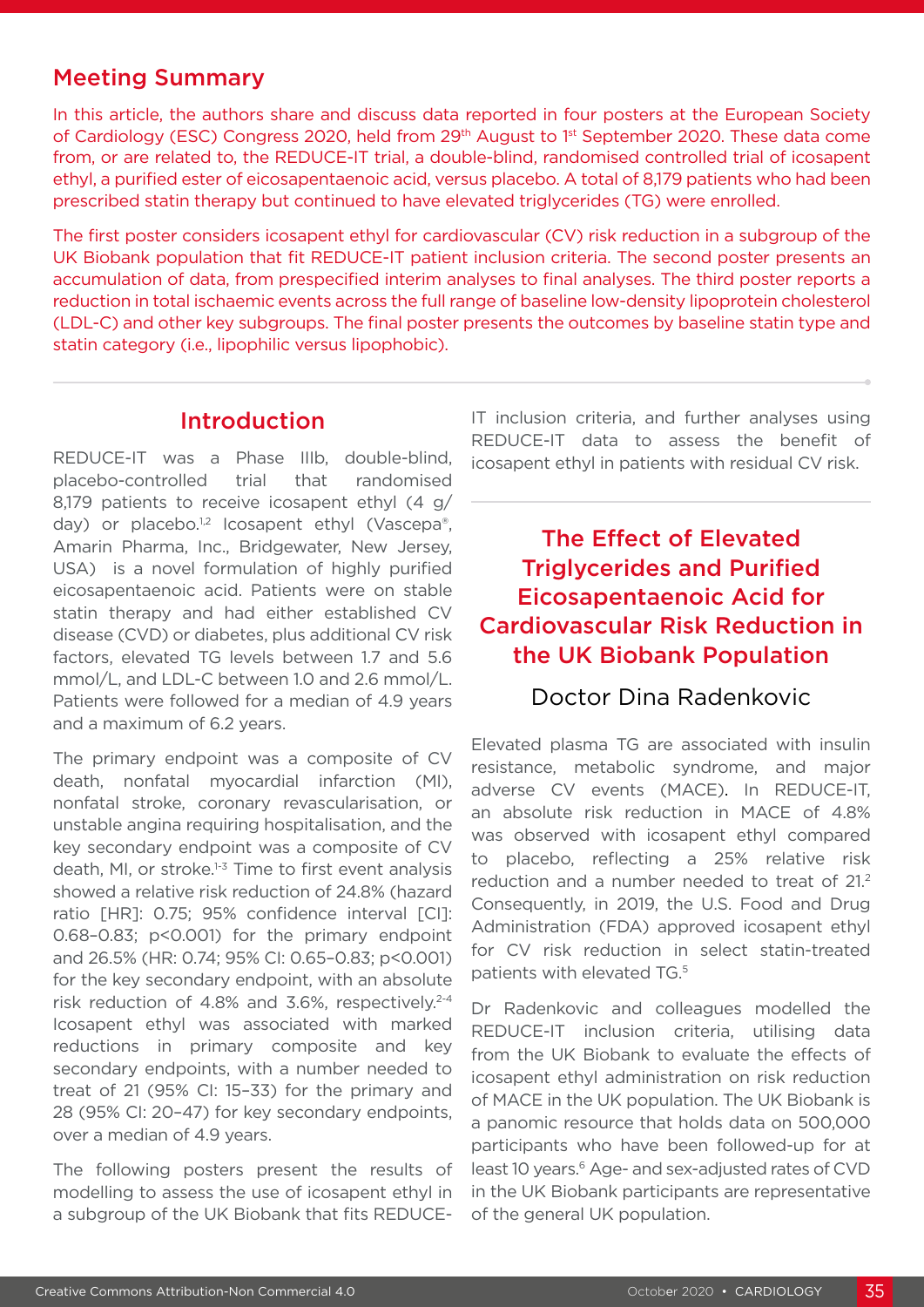## Meeting Summary

In this article, the authors share and discuss data reported in four posters at the European Society of Cardiology (ESC) Congress 2020, held from 29th August to 1st September 2020. These data come from, or are related to, the REDUCE-IT trial, a double-blind, randomised controlled trial of icosapent ethyl, a purified ester of eicosapentaenoic acid, versus placebo. A total of 8,179 patients who had been prescribed statin therapy but continued to have elevated triglycerides (TG) were enrolled.

The first poster considers icosapent ethyl for cardiovascular (CV) risk reduction in a subgroup of the UK Biobank population that fit REDUCE-IT patient inclusion criteria. The second poster presents an accumulation of data, from prespecified interim analyses to final analyses. The third poster reports a reduction in total ischaemic events across the full range of baseline low-density lipoprotein cholesterol (LDL-C) and other key subgroups. The final poster presents the outcomes by baseline statin type and statin category (i.e., lipophilic versus lipophobic).

## Introduction

REDUCE-IT was a Phase IIIb, double-blind, placebo-controlled trial that randomised 8,179 patients to receive icosapent ethyl (4 g/day) or placebo.[1,2] Icosapent ethyl (Vascepa®, Amarin Pharma, Inc., Bridgewater, New Jersey, USA) is a novel formulation of highly purified eicosapentaenoic acid. Patients were on stable statin therapy and had either established CV disease (CVD) or diabetes, plus additional CV risk factors, elevated TG levels between 1.7 and 5.6 mmol/L, and LDL-C between 1.0 and 2.6 mmol/L. Patients were followed for a median of 4.9 years and a maximum of 6.2 years.

The primary endpoint was a composite of CV death, nonfatal myocardial infarction (MI), nonfatal stroke, coronary revascularisation, or unstable angina requiring hospitalisation, and the key secondary endpoint was a composite of CV death, MI, or stroke.[1-3] Time to first event analysis showed a relative risk reduction of 24.8% (hazard ratio [HR]: 0.75; 95% confidence interval [CI]: 0.68–0.83; $p<0.001$) for the primary endpoint and 26.5% (HR: 0.74; 95% CI: 0.65–0.83; $p<0.001$) for the key secondary endpoint, with an absolute risk reduction of 4.8% and 3.6%, respectively.[2-4] Icosapent ethyl was associated with marked reductions in primary composite and key secondary endpoints, with a number needed to treat of 21 (95% CI: 15–33) for the primary and 28 (95% CI: 20–47) for key secondary endpoints, over a median of 4.9 years.

The following posters present the results of modelling to assess the use of icosapent ethyl in a subgroup of the UK Biobank that fits REDUCE-IT inclusion criteria, and further analyses using REDUCE-IT data to assess the benefit of icosapent ethyl in patients with residual CV risk.

## The Effect of Elevated Triglycerides and Purified Eicosapentaenoic Acid for Cardiovascular Risk Reduction in the UK Biobank Population

### Doctor Dina Radenkovic

Elevated plasma TG are associated with insulin resistance, metabolic syndrome, and major adverse CV events (MACE). In REDUCE-IT, an absolute risk reduction in MACE of 4.8% was observed with icosapent ethyl compared to placebo, reflecting a 25% relative risk reduction and a number needed to treat of 21.[2] Consequently, in 2019, the U.S. Food and Drug Administration (FDA) approved icosapent ethyl for CV risk reduction in select statin-treated patients with elevated TG.[5]

Dr Radenkovic and colleagues modelled the REDUCE-IT inclusion criteria, utilising data from the UK Biobank to evaluate the effects of icosapent ethyl administration on risk reduction of MACE in the UK population. The UK Biobank is a panomic resource that holds data on 500,000 participants who have been followed-up for at least 10 years.[6] Age- and sex-adjusted rates of CVD in the UK Biobank participants are representative of the general UK population.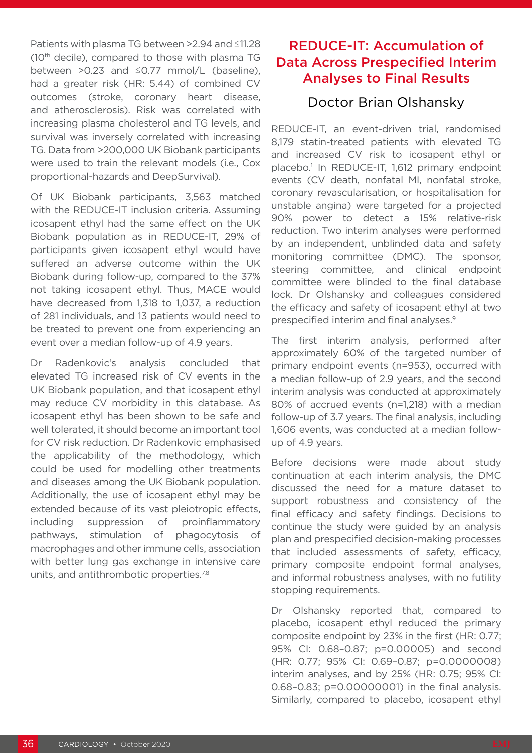Patients with plasma TG between >2.94 and ≤11.28 (10th decile), compared to those with plasma TG between >0.23 and ≤0.77 mmol/L (baseline), had a greater risk (HR: 5.44) of combined CV outcomes (stroke, coronary heart disease, and atherosclerosis). Risk was correlated with increasing plasma cholesterol and TG levels, and survival was inversely correlated with increasing TG. Data from >200,000 UK Biobank participants were used to train the relevant models (i.e., Cox proportional-hazards and DeepSurvival).

Of UK Biobank participants, 3,563 matched with the REDUCE-IT inclusion criteria. Assuming icosapent ethyl had the same effect on the UK Biobank population as in REDUCE-IT, 29% of participants given icosapent ethyl would have suffered an adverse outcome within the UK Biobank during follow-up, compared to the 37% not taking icosapent ethyl. Thus, MACE would have decreased from 1,318 to 1,037, a reduction of 281 individuals, and 13 patients would need to be treated to prevent one from experiencing an event over a median follow-up of 4.9 years.

Dr Radenkovic's analysis concluded that elevated TG increased risk of CV events in the UK Biobank population, and that icosapent ethyl may reduce CV morbidity in this database. As icosapent ethyl has been shown to be safe and well tolerated, it should become an important tool for CV risk reduction. Dr Radenkovic emphasised the applicability of the methodology, which could be used for modelling other treatments and diseases among the UK Biobank population. Additionally, the use of icosapent ethyl may be extended because of its vast pleiotropic effects, including suppression of proinflammatory pathways, stimulation of phagocytosis of macrophages and other immune cells, association with better lung gas exchange in intensive care units, and antithrombotic properties.[7,8]

## REDUCE-IT: Accumulation of Data Across Prespecified Interim Analyses to Final Results

### Doctor Brian Olshansky

REDUCE-IT, an event-driven trial, randomised 8,179 statin-treated patients with elevated TG and increased CV risk to icosapent ethyl or placebo.[1] In REDUCE-IT, 1,612 primary endpoint events (CV death, nonfatal MI, nonfatal stroke, coronary revascularisation, or hospitalisation for unstable angina) were targeted for a projected 90% power to detect a 15% relative-risk reduction. Two interim analyses were performed by an independent, unblinded data and safety monitoring committee (DMC). The sponsor, steering committee, and clinical endpoint committee were blinded to the final database lock. Dr Olshansky and colleagues considered the efficacy and safety of icosapent ethyl at two prespecified interim and final analyses.[9]

The first interim analysis, performed after approximately 60% of the targeted number of primary endpoint events (n=953), occurred with a median follow-up of 2.9 years, and the second interim analysis was conducted at approximately 80% of accrued events (n=1,218) with a median follow-up of 3.7 years. The final analysis, including 1,606 events, was conducted at a median follow-up of 4.9 years.

Before decisions were made about study continuation at each interim analysis, the DMC discussed the need for a mature dataset to support robustness and consistency of the final efficacy and safety findings. Decisions to continue the study were guided by an analysis plan and prespecified decision-making processes that included assessments of safety, efficacy, primary composite endpoint formal analyses, and informal robustness analyses, with no futility stopping requirements.

Dr Olshansky reported that, compared to placebo, icosapent ethyl reduced the primary composite endpoint by 23% in the first (HR: 0.77; 95% CI: 0.68–0.87; p=0.00005) and second (HR: 0.77; 95% CI: 0.69–0.87; p=0.0000008) interim analyses, and by 25% (HR: 0.75; 95% CI: 0.68–0.83; p=0.00000001) in the final analysis. Similarly, compared to placebo, icosapent ethyl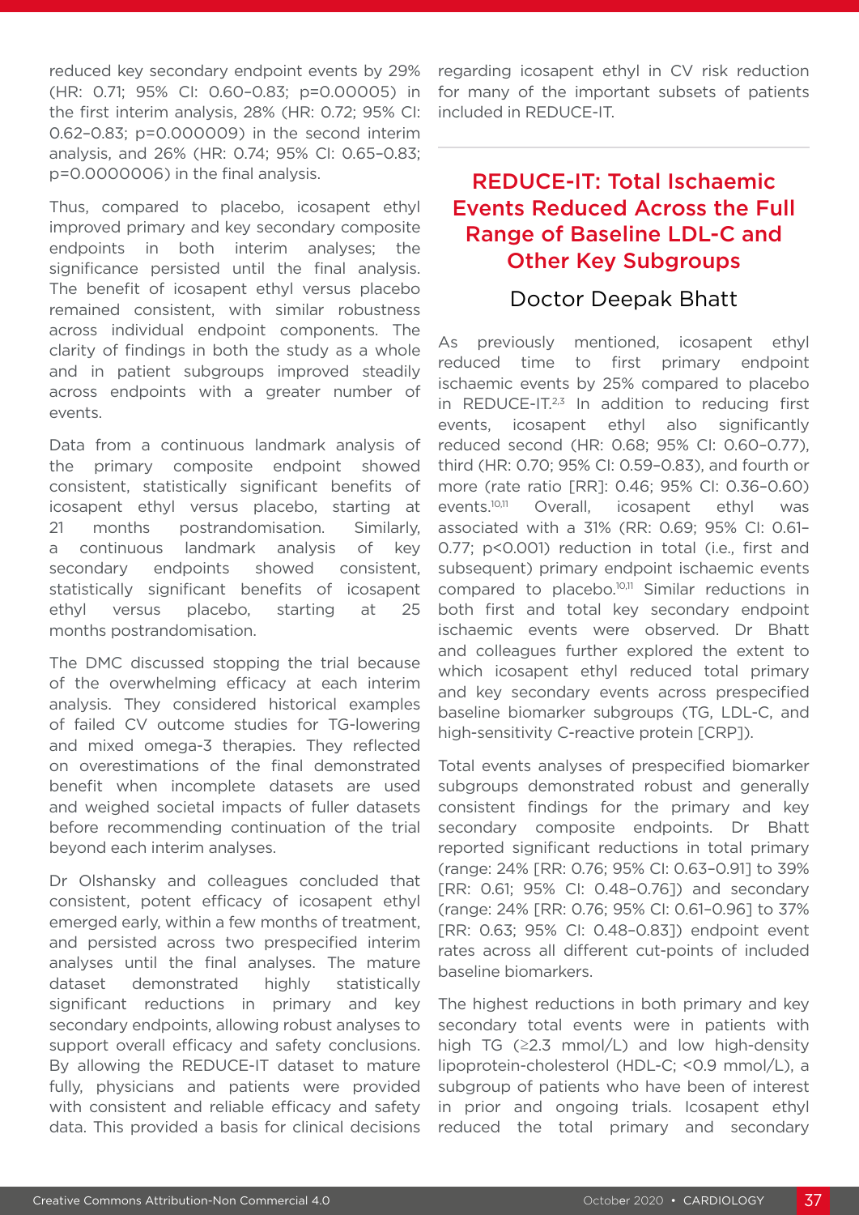reduced key secondary endpoint events by 29% (HR: 0.71; 95% CI: 0.60–0.83; p=0.00005) in the first interim analysis, 28% (HR: 0.72; 95% CI: 0.62–0.83; p=0.000009) in the second interim analysis, and 26% (HR: 0.74; 95% CI: 0.65–0.83; p=0.0000006) in the final analysis.

Thus, compared to placebo, icosapent ethyl improved primary and key secondary composite endpoints in both interim analyses; the significance persisted until the final analysis. The benefit of icosapent ethyl versus placebo remained consistent, with similar robustness across individual endpoint components. The clarity of findings in both the study as a whole and in patient subgroups improved steadily across endpoints with a greater number of events.

Data from a continuous landmark analysis of the primary composite endpoint showed consistent, statistically significant benefits of icosapent ethyl versus placebo, starting at 21 months postrandomisation. Similarly, a continuous landmark analysis of key secondary endpoints showed consistent, statistically significant benefits of icosapent ethyl versus placebo, starting at 25 months postrandomisation.

The DMC discussed stopping the trial because of the overwhelming efficacy at each interim analysis. They considered historical examples of failed CV outcome studies for TG-lowering and mixed omega-3 therapies. They reflected on overestimations of the final demonstrated benefit when incomplete datasets are used and weighed societal impacts of fuller datasets before recommending continuation of the trial beyond each interim analyses.

Dr Olshansky and colleagues concluded that consistent, potent efficacy of icosapent ethyl emerged early, within a few months of treatment, and persisted across two prespecified interim analyses until the final analyses. The mature dataset demonstrated highly statistically significant reductions in primary and key secondary endpoints, allowing robust analyses to support overall efficacy and safety conclusions. By allowing the REDUCE-IT dataset to mature fully, physicians and patients were provided with consistent and reliable efficacy and safety data. This provided a basis for clinical decisions regarding icosapent ethyl in CV risk reduction for many of the important subsets of patients included in REDUCE-IT.

## REDUCE-IT: Total Ischaemic Events Reduced Across the Full Range of Baseline LDL-C and Other Key Subgroups

### Doctor Deepak Bhatt

As previously mentioned, icosapent ethyl reduced time to first primary endpoint ischaemic events by 25% compared to placebo in REDUCE-IT.[2,3] In addition to reducing first events, icosapent ethyl also significantly reduced second (HR: 0.68; 95% CI: 0.60–0.77), third (HR: 0.70; 95% CI: 0.59–0.83), and fourth or more (rate ratio [RR]: 0.46; 95% CI: 0.36–0.60) events.[10,11] Overall, icosapent ethyl was associated with a 31% (RR: 0.69; 95% CI: 0.61–0.77; p<0.001) reduction in total (i.e., first and subsequent) primary endpoint ischaemic events compared to placebo.[10,11] Similar reductions in both first and total key secondary endpoint ischaemic events were observed. Dr Bhatt and colleagues further explored the extent to which icosapent ethyl reduced total primary and key secondary events across prespecified baseline biomarker subgroups (TG, LDL-C, and high-sensitivity C-reactive protein [CRP]).

Total events analyses of prespecified biomarker subgroups demonstrated robust and generally consistent findings for the primary and key secondary composite endpoints. Dr Bhatt reported significant reductions in total primary (range: 24% [RR: 0.76; 95% CI: 0.63–0.91] to 39% [RR: 0.61; 95% CI: 0.48–0.76]) and secondary (range: 24% [RR: 0.76; 95% CI: 0.61–0.96] to 37% [RR: 0.63; 95% CI: 0.48–0.83]) endpoint event rates across all different cut-points of included baseline biomarkers.

The highest reductions in both primary and key secondary total events were in patients with high TG (≥2.3 mmol/L) and low high-density lipoprotein-cholesterol (HDL-C; <0.9 mmol/L), a subgroup of patients who have been of interest in prior and ongoing trials. Icosapent ethyl reduced the total primary and secondary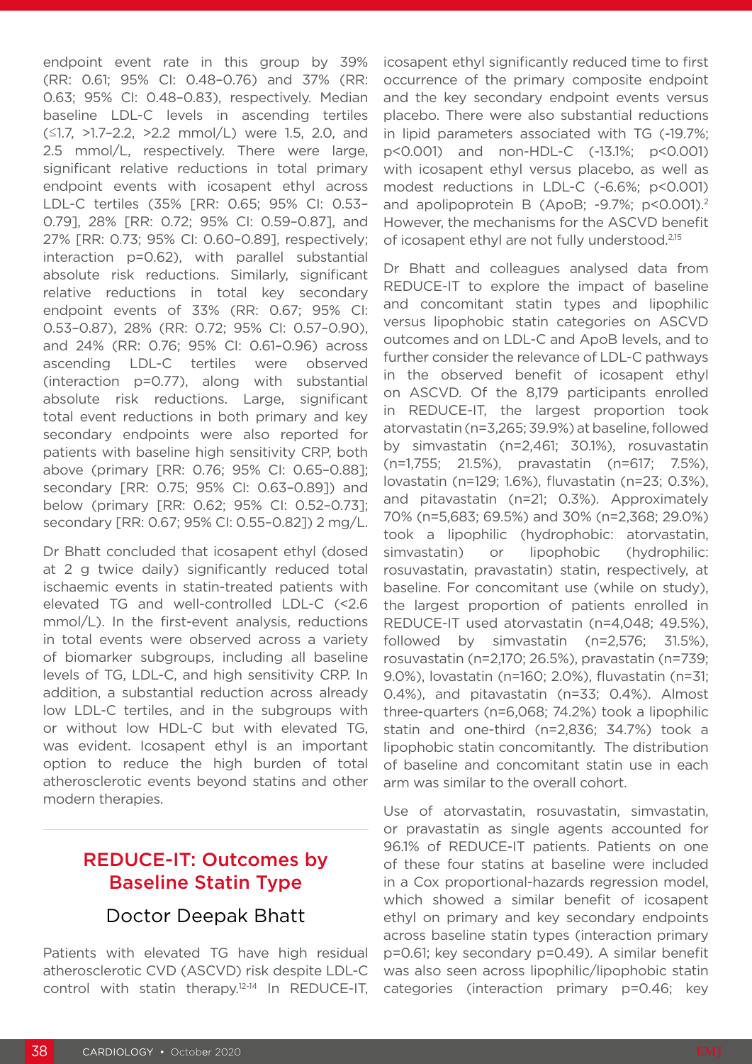endpoint event rate in this group by 39% (RR: 0.61; 95% CI: 0.48–0.76) and 37% (RR: 0.63; 95% CI: 0.48–0.83), respectively. Median baseline LDL-C levels in ascending tertiles (≤1.7, >1.7–2.2, >2.2 mmol/L) were 1.5, 2.0, and 2.5 mmol/L, respectively. There were large, significant relative reductions in total primary endpoint events with icosapent ethyl across LDL-C tertiles (35% [RR: 0.65; 95% CI: 0.53–0.79], 28% [RR: 0.72; 95% CI: 0.59–0.87], and 27% [RR: 0.73; 95% CI: 0.60–0.89], respectively; interaction p=0.62), with parallel substantial absolute risk reductions. Similarly, significant relative reductions in total key secondary endpoint events of 33% (RR: 0.67; 95% CI: 0.53–0.87), 28% (RR: 0.72; 95% CI: 0.57–0.90), and 24% (RR: 0.76; 95% CI: 0.61–0.96) across ascending LDL-C tertiles were observed (interaction p=0.77), along with substantial absolute risk reductions. Large, significant total event reductions in both primary and key secondary endpoints were also reported for patients with baseline high sensitivity CRP, both above (primary [RR: 0.76; 95% CI: 0.65–0.88]; secondary [RR: 0.75; 95% CI: 0.63–0.89]) and below (primary [RR: 0.62; 95% CI: 0.52–0.73]; secondary [RR: 0.67; 95% CI: 0.55–0.82]) 2 mg/L.

Dr Bhatt concluded that icosapent ethyl (dosed at 2 g twice daily) significantly reduced total ischaemic events in statin-treated patients with elevated TG and well-controlled LDL-C (<2.6 mmol/L). In the first-event analysis, reductions in total events were observed across a variety of biomarker subgroups, including all baseline levels of TG, LDL-C, and high sensitivity CRP. In addition, a substantial reduction across already low LDL-C tertiles, and in the subgroups with or without low HDL-C but with elevated TG, was evident. Icosapent ethyl is an important option to reduce the high burden of total atherosclerotic events beyond statins and other modern therapies.

## REDUCE-IT: Outcomes by Baseline Statin Type

### Doctor Deepak Bhatt

Patients with elevated TG have high residual atherosclerotic CVD (ASCVD) risk despite LDL-C control with statin therapy.[12-14] In REDUCE-IT, icosapent ethyl significantly reduced time to first occurrence of the primary composite endpoint and the key secondary endpoint events versus placebo. There were also substantial reductions in lipid parameters associated with TG (-19.7%; p<0.001) and non-HDL-C (-13.1%; p<0.001) with icosapent ethyl versus placebo, as well as modest reductions in LDL-C (-6.6%; p<0.001) and apolipoprotein B (ApoB; -9.7%; p<0.001).[2] However, the mechanisms for the ASCVD benefit of icosapent ethyl are not fully understood.[2,15]

Dr Bhatt and colleagues analysed data from REDUCE-IT to explore the impact of baseline and concomitant statin types and lipophilic versus lipophobic statin categories on ASCVD outcomes and on LDL-C and ApoB levels, and to further consider the relevance of LDL-C pathways in the observed benefit of icosapent ethyl on ASCVD. Of the 8,179 participants enrolled in REDUCE-IT, the largest proportion took atorvastatin (n=3,265; 39.9%) at baseline, followed by simvastatin (n=2,461; 30.1%), rosuvastatin (n=1,755; 21.5%), pravastatin (n=617; 7.5%), lovastatin (n=129; 1.6%), fluvastatin (n=23; 0.3%), and pitavastatin (n=21; 0.3%). Approximately 70% (n=5,683; 69.5%) and 30% (n=2,368; 29.0%) took a lipophilic (hydrophobic: atorvastatin, simvastatin) or lipophobic (hydrophilic: rosuvastatin, pravastatin) statin, respectively, at baseline. For concomitant use (while on study), the largest proportion of patients enrolled in REDUCE-IT used atorvastatin (n=4,048; 49.5%), followed by simvastatin (n=2,576; 31.5%), rosuvastatin (n=2,170; 26.5%), pravastatin (n=739; 9.0%), lovastatin (n=160; 2.0%), fluvastatin (n=31; 0.4%), and pitavastatin (n=33; 0.4%). Almost three-quarters (n=6,068; 74.2%) took a lipophilic statin and one-third (n=2,836; 34.7%) took a lipophobic statin concomitantly. The distribution of baseline and concomitant statin use in each arm was similar to the overall cohort.

Use of atorvastatin, rosuvastatin, simvastatin, or pravastatin as single agents accounted for 96.1% of REDUCE-IT patients. Patients on one of these four statins at baseline were included in a Cox proportional-hazards regression model, which showed a similar benefit of icosapent ethyl on primary and key secondary endpoints across baseline statin types (interaction primary p=0.61; key secondary p=0.49). A similar benefit was also seen across lipophilic/lipophobic statin categories (interaction primary p=0.46; key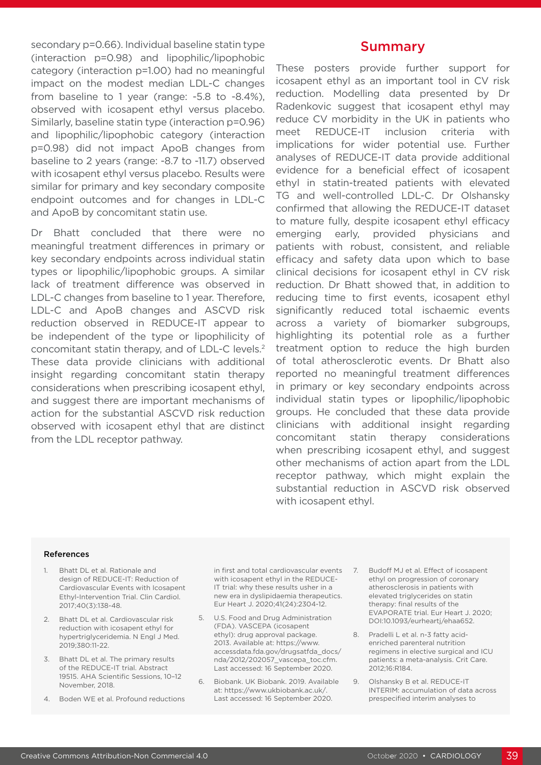secondary p=0.66). Individual baseline statin type (interaction p=0.98) and lipophilic/lipophobic category (interaction p=1.00) had no meaningful impact on the modest median LDL-C changes from baseline to 1 year (range: -5.8 to -8.4%), observed with icosapent ethyl versus placebo. Similarly, baseline statin type (interaction p=0.96) and lipophilic/lipophobic category (interaction p=0.98) did not impact ApoB changes from baseline to 2 years (range: -8.7 to -11.7) observed with icosapent ethyl versus placebo. Results were similar for primary and key secondary composite endpoint outcomes and for changes in LDL-C and ApoB by concomitant statin use.

Dr Bhatt concluded that there were no meaningful treatment differences in primary or key secondary endpoints across individual statin types or lipophilic/lipophobic groups. A similar lack of treatment difference was observed in LDL-C changes from baseline to 1 year. Therefore, LDL-C and ApoB changes and ASCVD risk reduction observed in REDUCE-IT appear to be independent of the type or lipophilicity of concomitant statin therapy, and of LDL-C levels.[2] These data provide clinicians with additional insight regarding concomitant statin therapy considerations when prescribing icosapent ethyl, and suggest there are important mechanisms of action for the substantial ASCVD risk reduction observed with icosapent ethyl that are distinct from the LDL receptor pathway.

## Summary

These posters provide further support for icosapent ethyl as an important tool in CV risk reduction. Modelling data presented by Dr Radenkovic suggest that icosapent ethyl may reduce CV morbidity in the UK in patients who meet REDUCE-IT inclusion criteria with implications for wider potential use. Further analyses of REDUCE-IT data provide additional evidence for a beneficial effect of icosapent ethyl in statin-treated patients with elevated TG and well-controlled LDL-C. Dr Olshansky confirmed that allowing the REDUCE-IT dataset to mature fully, despite icosapent ethyl efficacy emerging early, provided physicians and patients with robust, consistent, and reliable efficacy and safety data upon which to base clinical decisions for icosapent ethyl in CV risk reduction. Dr Bhatt showed that, in addition to reducing time to first events, icosapent ethyl significantly reduced total ischaemic events across a variety of biomarker subgroups, highlighting its potential role as a further treatment option to reduce the high burden of total atherosclerotic events. Dr Bhatt also reported no meaningful treatment differences in primary or key secondary endpoints across individual statin types or lipophilic/lipophobic groups. He concluded that these data provide clinicians with additional insight regarding concomitant statin therapy considerations when prescribing icosapent ethyl, and suggest other mechanisms of action apart from the LDL receptor pathway, which might explain the substantial reduction in ASCVD risk observed with icosapent ethyl.

### References

1. Bhatt DL et al. Rationale and design of REDUCE-IT: Reduction of Cardiovascular Events with Icosapent Ethyl-Intervention Trial. Clin Cardiol. 2017;40(3):138-48.
2. Bhatt DL et al. Cardiovascular risk reduction with icosapent ethyl for hypertriglyceridemia. N Engl J Med. 2019;380:11-22.
3. Bhatt DL et al. The primary results of the REDUCE-IT trial. Abstract 19515. AHA Scientific Sessions, 10–12 November, 2018.
4. Boden WE et al. Profound reductions in first and total cardiovascular events with icosapent ethyl in the REDUCE-IT trial: why these results usher in a new era in dyslipidaemia therapeutics. Eur Heart J. 2020;41(24):2304-12.
5. U.S. Food and Drug Administration (FDA). VASCEPA (icosapent ethyl): drug approval package. 2013. Available at: https://www.accessdata.fda.gov/drugsatfda_docs/nda/2012/202057_vascepa_toc.cfm. Last accessed: 16 September 2020.
6. Biobank. UK Biobank. 2019. Available at: https://www.ukbiobank.ac.uk/. Last accessed: 16 September 2020.
7. Budoff MJ et al. Effect of icosapent ethyl on progression of coronary atherosclerosis in patients with elevated triglycerides on statin therapy: final results of the EVAPORATE trial. Eur Heart J. 2020; DOI:10.1093/eurheartj/ehaa652.
8. Pradelli L et al. n-3 fatty acid-enriched parenteral nutrition regimens in elective surgical and ICU patients: a meta-analysis. Crit Care. 2012;16:R184.
9. Olshansky B et al. REDUCE-IT INTERIM: accumulation of data across prespecified interim analyses to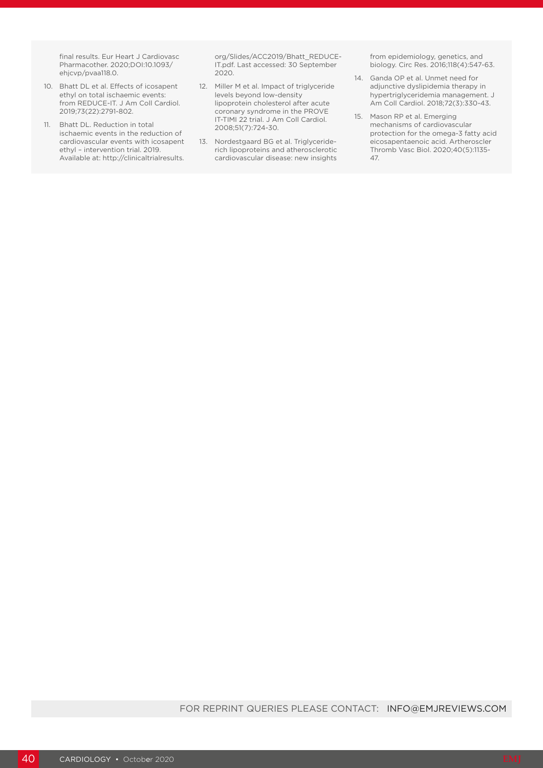final results. Eur Heart J Cardiovasc Pharmacother. 2020;DOI:10.1093/ehjcvp/pvaa118.0.

10. Bhatt DL et al. Effects of icosapent ethyl on total ischaemic events: from REDUCE-IT. J Am Coll Cardiol. 2019;73(22):2791-802.

11. Bhatt DL. Reduction in total ischaemic events in the reduction of cardiovascular events with icosapent ethyl – intervention trial. 2019. Available at: http://clinicaltrialresults.org/Slides/ACC2019/Bhatt_REDUCE-IT.pdf. Last accessed: 30 September 2020.

12. Miller M et al. Impact of triglyceride levels beyond low-density lipoprotein cholesterol after acute coronary syndrome in the PROVE IT-TIMI 22 trial. J Am Coll Cardiol. 2008;51(7):724-30.

13. Nordestgaard BG et al. Triglyceride-rich lipoproteins and atherosclerotic cardiovascular disease: new insights from epidemiology, genetics, and biology. Circ Res. 2016;118(4):547-63.

14. Ganda OP et al. Unmet need for adjunctive dyslipidemia therapy in hypertriglyceridemia management. J Am Coll Cardiol. 2018;72(3):330-43.

15. Mason RP et al. Emerging mechanisms of cardiovascular protection for the omega-3 fatty acid eicosapentaenoic acid. Artheroscler Thromb Vasc Biol. 2020;40(5):1135-47.

FOR REPRINT QUERIES PLEASE CONTACT: INFO@EMJREVIEWS.COM